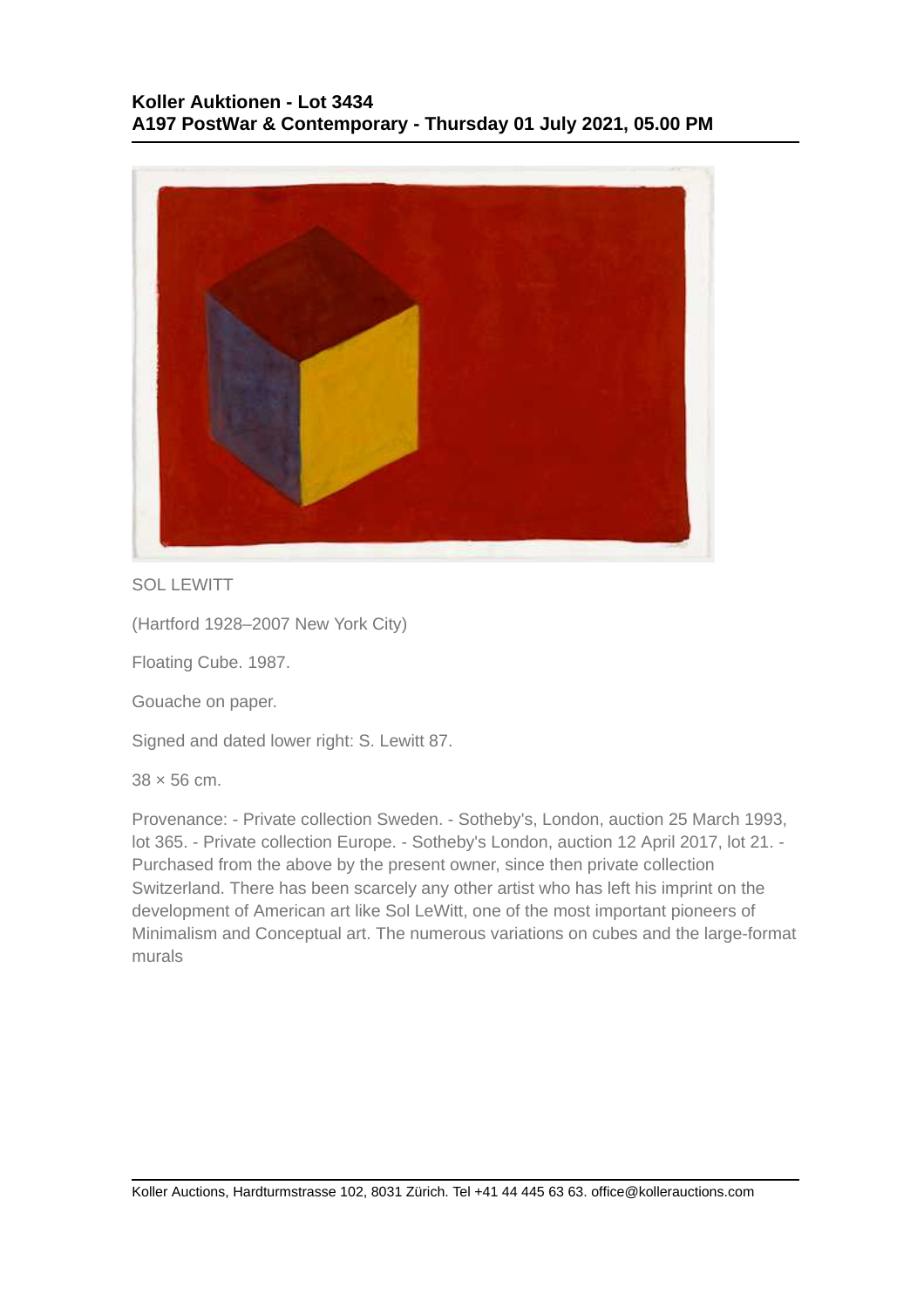**Koller Auktionen - Lot 3434**
**A197 PostWar & Contemporary - Thursday 01 July 2021, 05.00 PM**

SOL LEWITT

(Hartford 1928–2007 New York City)

Floating Cube. 1987.

Gouache on paper.

Signed and dated lower right: S. Lewitt 87.

38 × 56 cm.

Provenance: - Private collection Sweden. - Sotheby's, London, auction 25 March 1993, lot 365. - Private collection Europe. - Sotheby's London, auction 12 April 2017, lot 21. - Purchased from the above by the present owner, since then private collection Switzerland. There has been scarcely any other artist who has left his imprint on the development of American art like Sol LeWitt, one of the most important pioneers of Minimalism and Conceptual art. The numerous variations on cubes and the large-format murals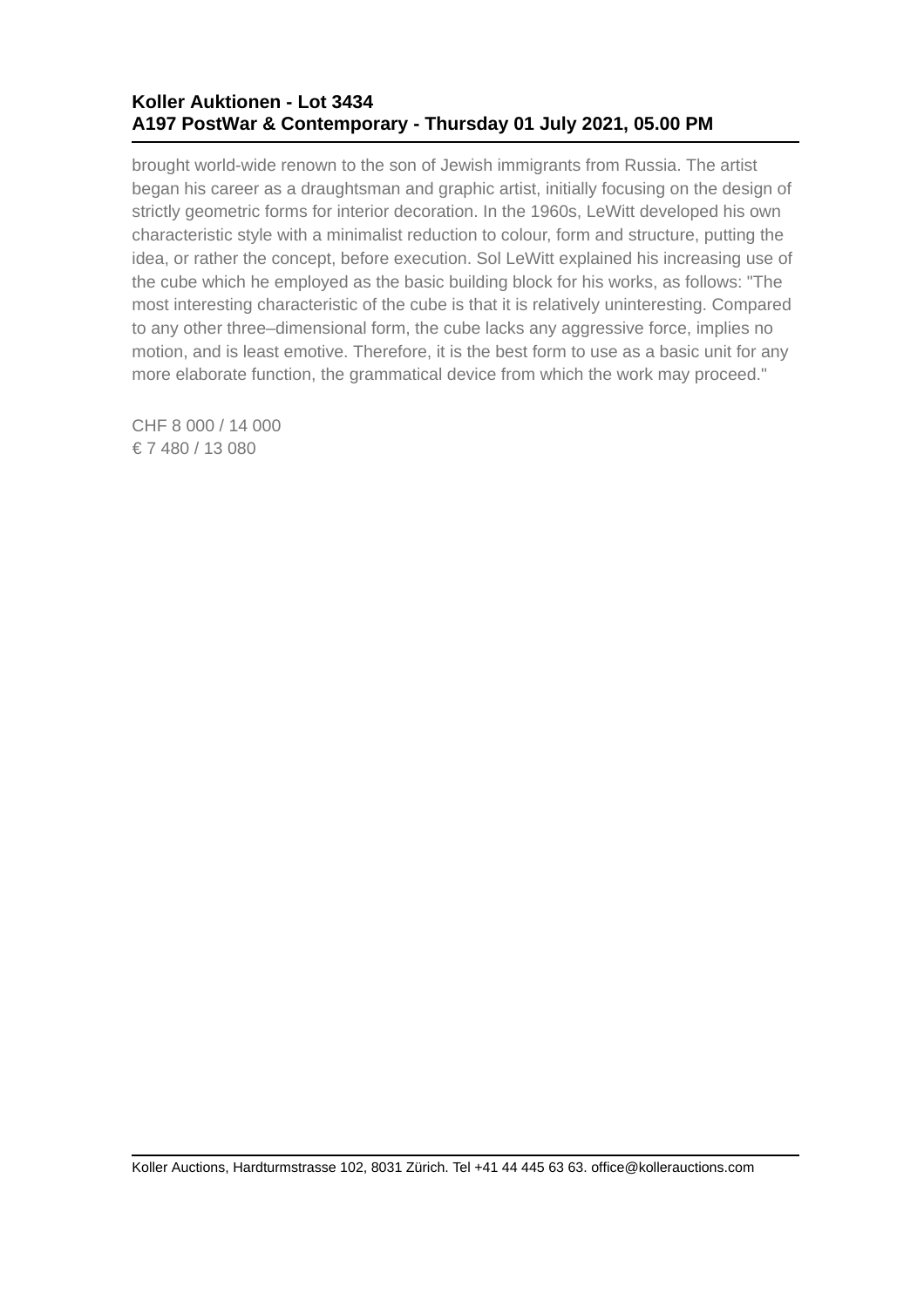brought world-wide renown to the son of Jewish immigrants from Russia. The artist began his career as a draughtsman and graphic artist, initially focusing on the design of strictly geometric forms for interior decoration. In the 1960s, LeWitt developed his own characteristic style with a minimalist reduction to colour, form and structure, putting the idea, or rather the concept, before execution. Sol LeWitt explained his increasing use of the cube which he employed as the basic building block for his works, as follows: "The most interesting characteristic of the cube is that it is relatively uninteresting. Compared to any other three–dimensional form, the cube lacks any aggressive force, implies no motion, and is least emotive. Therefore, it is the best form to use as a basic unit for any more elaborate function, the grammatical device from which the work may proceed."

CHF 8 000 / 14 000
€ 7 480 / 13 080